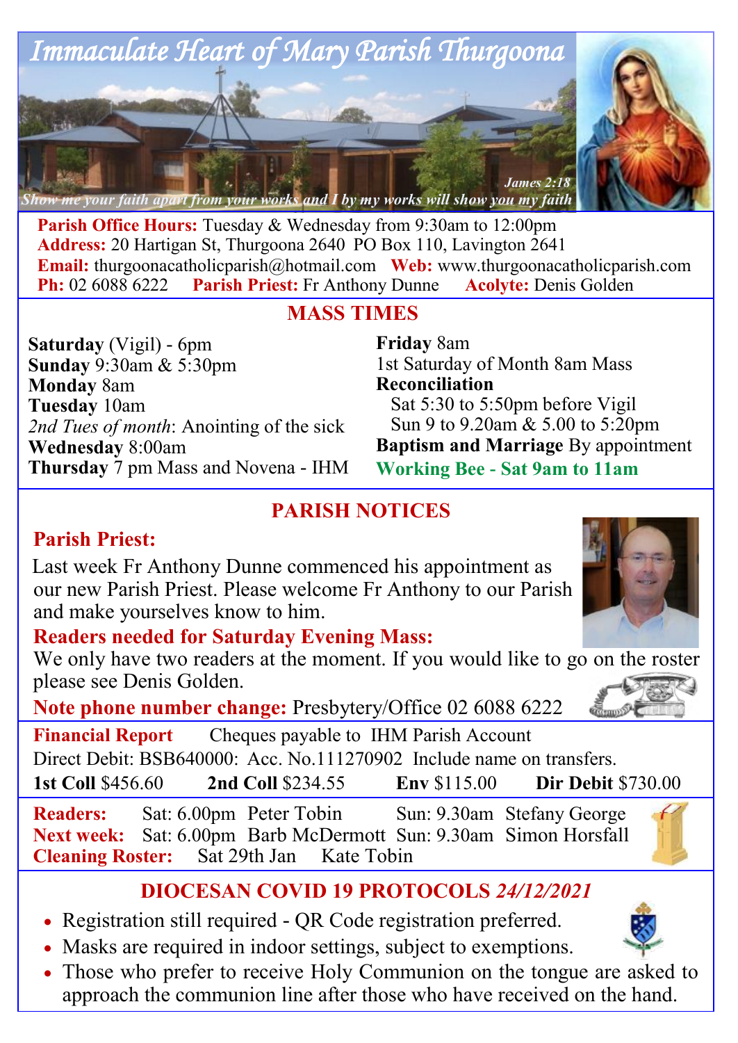# Immaculate Heart of Mary Parish Thurgoona

*Show me your faith apart from your works and I by my works will show you my faith* — *James 2:18*

**Parish Office Hours:** Tuesday & Wednesday from 9:30am to 12:00pm
**Address:** 20 Hartigan St, Thurgoona 2640 PO Box 110, Lavington 2641
**Email:** thurgoonacatholicparish@hotmail.com **Web:** www.thurgoonacatholicparish.com
**Ph:** 02 6088 6222 **Parish Priest:** Fr Anthony Dunne **Acolyte:** Denis Golden

## MASS TIMES

**Saturday** (Vigil) - 6pm
**Sunday** 9:30am & 5:30pm
**Monday** 8am
**Tuesday** 10am
*2nd Tues of month*: Anointing of the sick
**Wednesday** 8:00am
**Thursday** 7 pm Mass and Novena - IHM
**Friday** 8am
1st Saturday of Month 8am Mass
**Reconciliation**
Sat 5:30 to 5:50pm before Vigil
Sun 9 to 9.20am & 5.00 to 5:20pm
**Baptism and Marriage** By appointment
**Working Bee - Sat 9am to 11am**

## PARISH NOTICES

### Parish Priest:

Last week Fr Anthony Dunne commenced his appointment as our new Parish Priest. Please welcome Fr Anthony to our Parish and make yourselves know to him.

### Readers needed for Saturday Evening Mass:

We only have two readers at the moment. If you would like to go on the roster please see Denis Golden.

**Note phone number change:** Presbytery/Office 02 6088 6222

**Financial Report** Cheques payable to IHM Parish Account
Direct Debit: BSB640000: Acc. No.111270902 Include name on transfers.
**1st Coll** $456.60 **2nd Coll** $234.55 **Env** $115.00 **Dir Debit** $730.00

**Readers:** Sat: 6.00pm Peter Tobin Sun: 9.30am Stefany George
**Next week:** Sat: 6.00pm Barb McDermott Sun: 9.30am Simon Horsfall
**Cleaning Roster:** Sat 29th Jan Kate Tobin

## DIOCESAN COVID 19 PROTOCOLS *24/12/2021*

- Registration still required - QR Code registration preferred.
- Masks are required in indoor settings, subject to exemptions.
- Those who prefer to receive Holy Communion on the tongue are asked to approach the communion line after those who have received on the hand.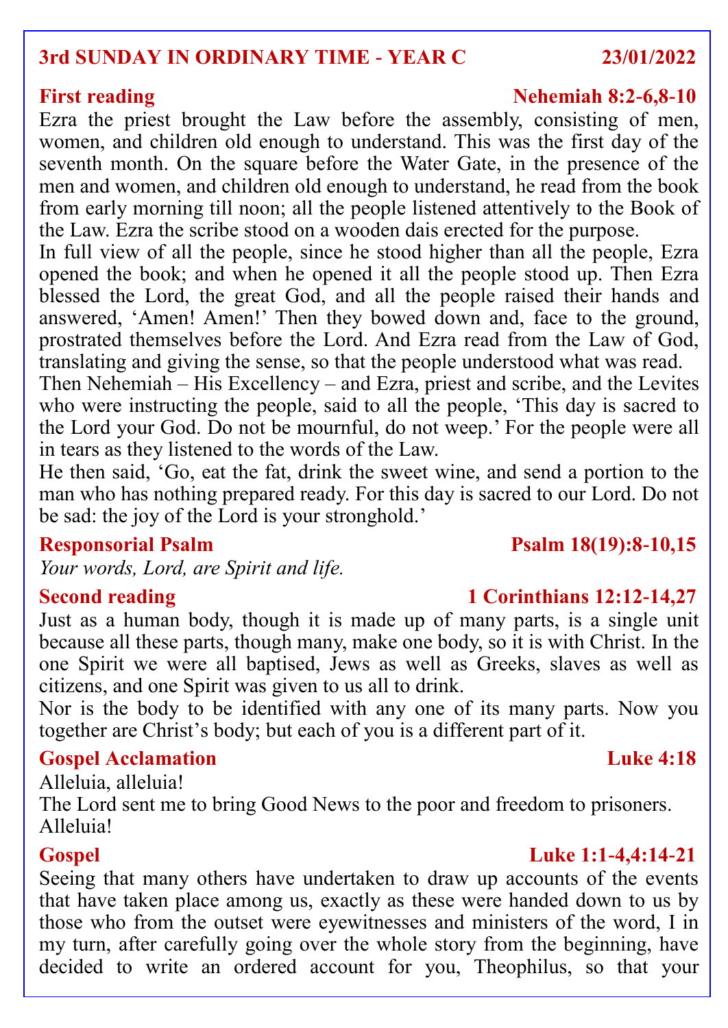## 3rd SUNDAY IN ORDINARY TIME - YEAR C — 23/01/2022

### First reading — Nehemiah 8:2-6,8-10

Ezra the priest brought the Law before the assembly, consisting of men, women, and children old enough to understand. This was the first day of the seventh month. On the square before the Water Gate, in the presence of the men and women, and children old enough to understand, he read from the book from early morning till noon; all the people listened attentively to the Book of the Law. Ezra the scribe stood on a wooden dais erected for the purpose.

In full view of all the people, since he stood higher than all the people, Ezra opened the book; and when he opened it all the people stood up. Then Ezra blessed the Lord, the great God, and all the people raised their hands and answered, 'Amen! Amen!' Then they bowed down and, face to the ground, prostrated themselves before the Lord. And Ezra read from the Law of God, translating and giving the sense, so that the people understood what was read.

Then Nehemiah – His Excellency – and Ezra, priest and scribe, and the Levites who were instructing the people, said to all the people, 'This day is sacred to the Lord your God. Do not be mournful, do not weep.' For the people were all in tears as they listened to the words of the Law.

He then said, 'Go, eat the fat, drink the sweet wine, and send a portion to the man who has nothing prepared ready. For this day is sacred to our Lord. Do not be sad: the joy of the Lord is your stronghold.'

### Responsorial Psalm — Psalm 18(19):8-10,15

*Your words, Lord, are Spirit and life.*

### Second reading — 1 Corinthians 12:12-14,27

Just as a human body, though it is made up of many parts, is a single unit because all these parts, though many, make one body, so it is with Christ. In the one Spirit we were all baptised, Jews as well as Greeks, slaves as well as citizens, and one Spirit was given to us all to drink.

Nor is the body to be identified with any one of its many parts. Now you together are Christ's body; but each of you is a different part of it.

### Gospel Acclamation — Luke 4:18

Alleluia, alleluia!

The Lord sent me to bring Good News to the poor and freedom to prisoners.

Alleluia!

### Gospel — Luke 1:1-4,4:14-21

Seeing that many others have undertaken to draw up accounts of the events that have taken place among us, exactly as these were handed down to us by those who from the outset were eyewitnesses and ministers of the word, I in my turn, after carefully going over the whole story from the beginning, have decided to write an ordered account for you, Theophilus, so that your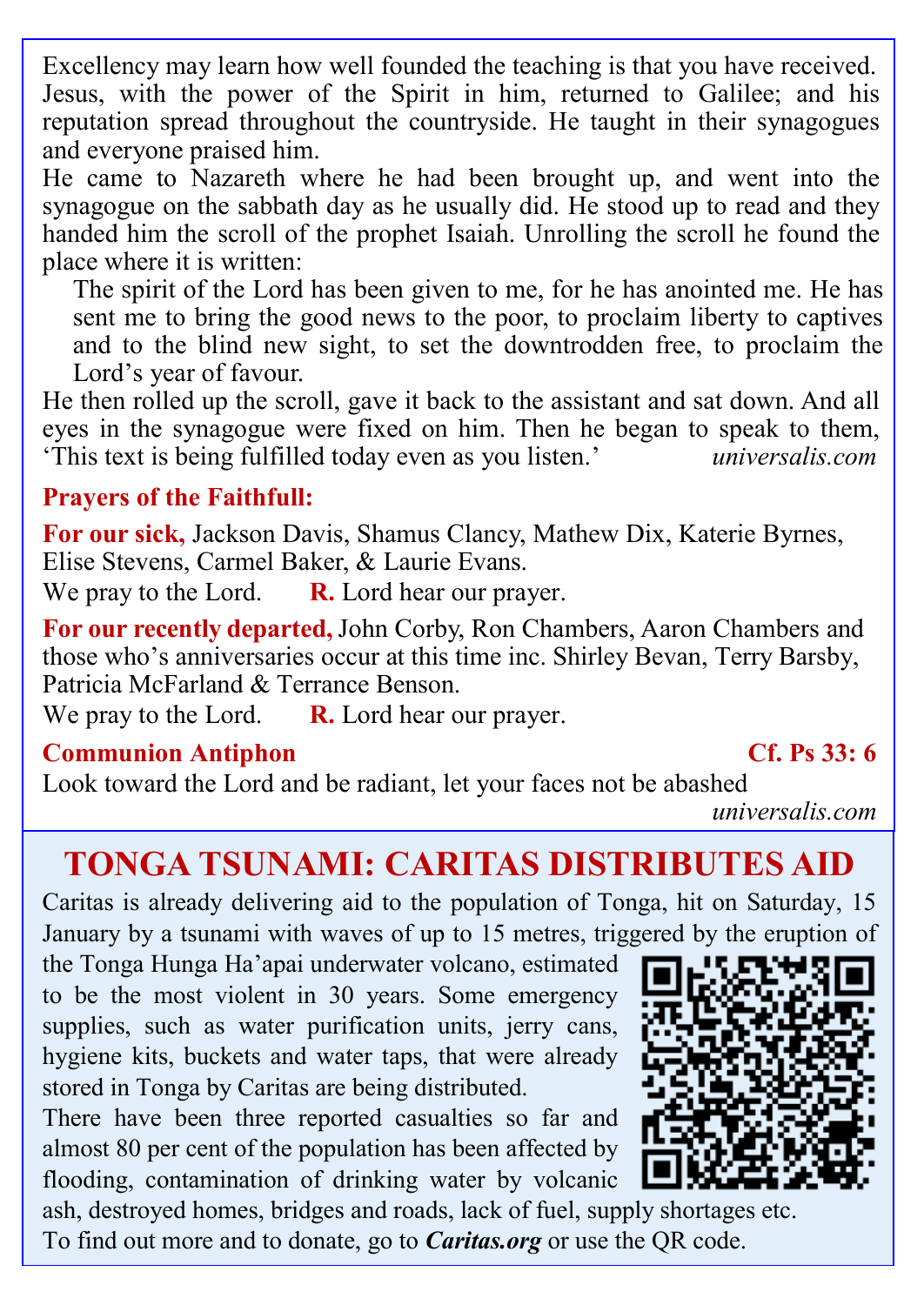Excellency may learn how well founded the teaching is that you have received. Jesus, with the power of the Spirit in him, returned to Galilee; and his reputation spread throughout the countryside. He taught in their synagogues and everyone praised him.

He came to Nazareth where he had been brought up, and went into the synagogue on the sabbath day as he usually did. He stood up to read and they handed him the scroll of the prophet Isaiah. Unrolling the scroll he found the place where it is written:

> The spirit of the Lord has been given to me, for he has anointed me. He has sent me to bring the good news to the poor, to proclaim liberty to captives and to the blind new sight, to set the downtrodden free, to proclaim the Lord's year of favour.

He then rolled up the scroll, gave it back to the assistant and sat down. And all eyes in the synagogue were fixed on him. Then he began to speak to them, 'This text is being fulfilled today even as you listen.' *universalis.com*

**Prayers of the Faithfull:**

**For our sick,** Jackson Davis, Shamus Clancy, Mathew Dix, Katerie Byrnes, Elise Stevens, Carmel Baker, & Laurie Evans.
We pray to the Lord. **R.** Lord hear our prayer.

**For our recently departed,** John Corby, Ron Chambers, Aaron Chambers and those who's anniversaries occur at this time inc. Shirley Bevan, Terry Barsby, Patricia McFarland & Terrance Benson.
We pray to the Lord. **R.** Lord hear our prayer.

**Communion Antiphon** **Cf. Ps 33: 6**

Look toward the Lord and be radiant, let your faces not be abashed

*universalis.com*

## TONGA TSUNAMI: CARITAS DISTRIBUTES AID

Caritas is already delivering aid to the population of Tonga, hit on Saturday, 15 January by a tsunami with waves of up to 15 metres, triggered by the eruption of the Tonga Hunga Ha'apai underwater volcano, estimated to be the most violent in 30 years. Some emergency supplies, such as water purification units, jerry cans, hygiene kits, buckets and water taps, that were already stored in Tonga by Caritas are being distributed.

There have been three reported casualties so far and almost 80 per cent of the population has been affected by flooding, contamination of drinking water by volcanic ash, destroyed homes, bridges and roads, lack of fuel, supply shortages etc.

To find out more and to donate, go to ***Caritas.org*** or use the QR code.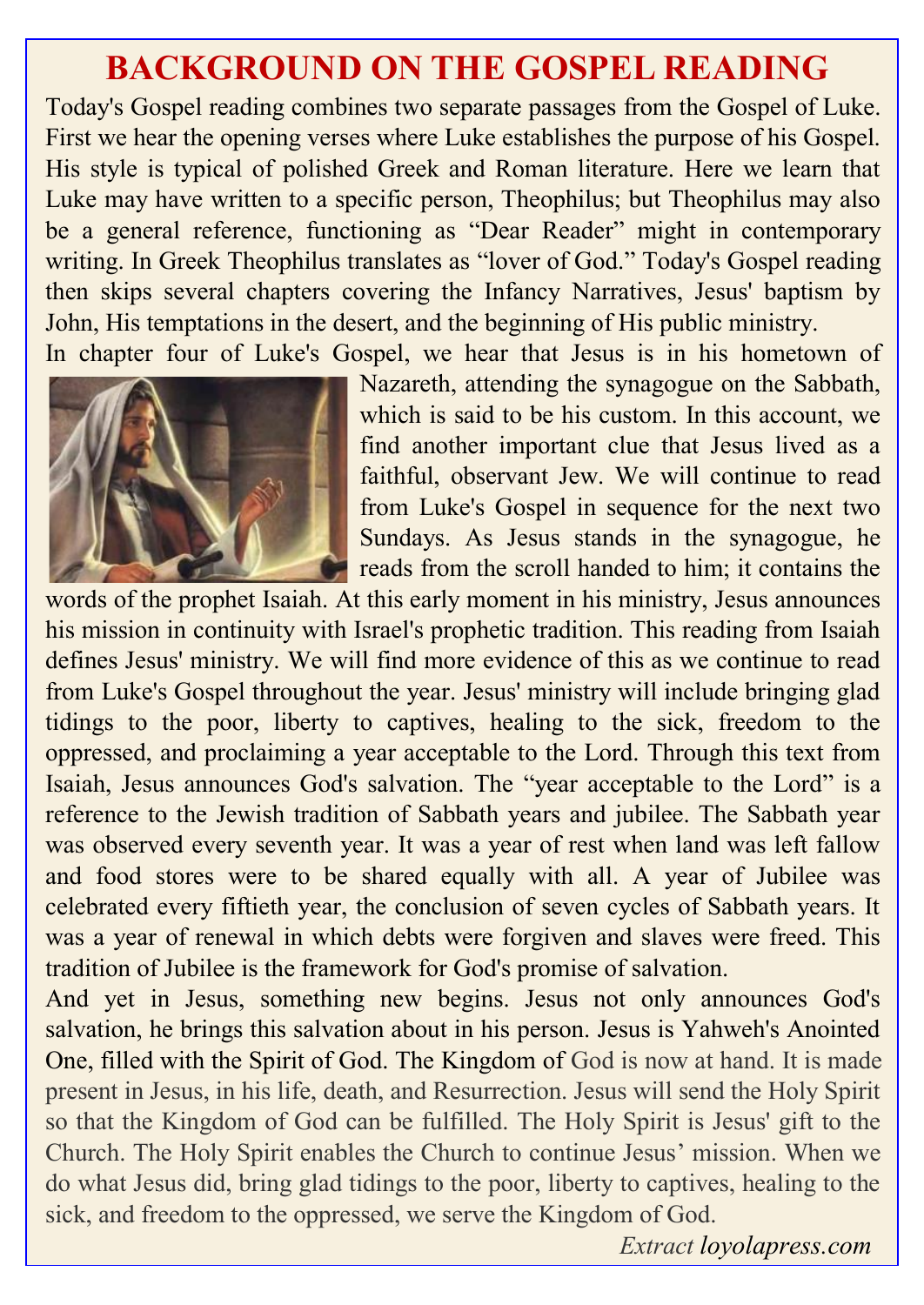# BACKGROUND ON THE GOSPEL READING

Today's Gospel reading combines two separate passages from the Gospel of Luke. First we hear the opening verses where Luke establishes the purpose of his Gospel. His style is typical of polished Greek and Roman literature. Here we learn that Luke may have written to a specific person, Theophilus; but Theophilus may also be a general reference, functioning as "Dear Reader" might in contemporary writing. In Greek Theophilus translates as "lover of God." Today's Gospel reading then skips several chapters covering the Infancy Narratives, Jesus' baptism by John, His temptations in the desert, and the beginning of His public ministry.

In chapter four of Luke's Gospel, we hear that Jesus is in his hometown of Nazareth, attending the synagogue on the Sabbath, which is said to be his custom. In this account, we find another important clue that Jesus lived as a faithful, observant Jew. We will continue to read from Luke's Gospel in sequence for the next two Sundays. As Jesus stands in the synagogue, he reads from the scroll handed to him; it contains the words of the prophet Isaiah. At this early moment in his ministry, Jesus announces his mission in continuity with Israel's prophetic tradition. This reading from Isaiah defines Jesus' ministry. We will find more evidence of this as we continue to read from Luke's Gospel throughout the year. Jesus' ministry will include bringing glad tidings to the poor, liberty to captives, healing to the sick, freedom to the oppressed, and proclaiming a year acceptable to the Lord. Through this text from Isaiah, Jesus announces God's salvation. The "year acceptable to the Lord" is a reference to the Jewish tradition of Sabbath years and jubilee. The Sabbath year was observed every seventh year. It was a year of rest when land was left fallow and food stores were to be shared equally with all. A year of Jubilee was celebrated every fiftieth year, the conclusion of seven cycles of Sabbath years. It was a year of renewal in which debts were forgiven and slaves were freed. This tradition of Jubilee is the framework for God's promise of salvation.

And yet in Jesus, something new begins. Jesus not only announces God's salvation, he brings this salvation about in his person. Jesus is Yahweh's Anointed One, filled with the Spirit of God. The Kingdom of God is now at hand. It is made present in Jesus, in his life, death, and Resurrection. Jesus will send the Holy Spirit so that the Kingdom of God can be fulfilled. The Holy Spirit is Jesus' gift to the Church. The Holy Spirit enables the Church to continue Jesus' mission. When we do what Jesus did, bring glad tidings to the poor, liberty to captives, healing to the sick, and freedom to the oppressed, we serve the Kingdom of God.

*Extract loyolapress.com*